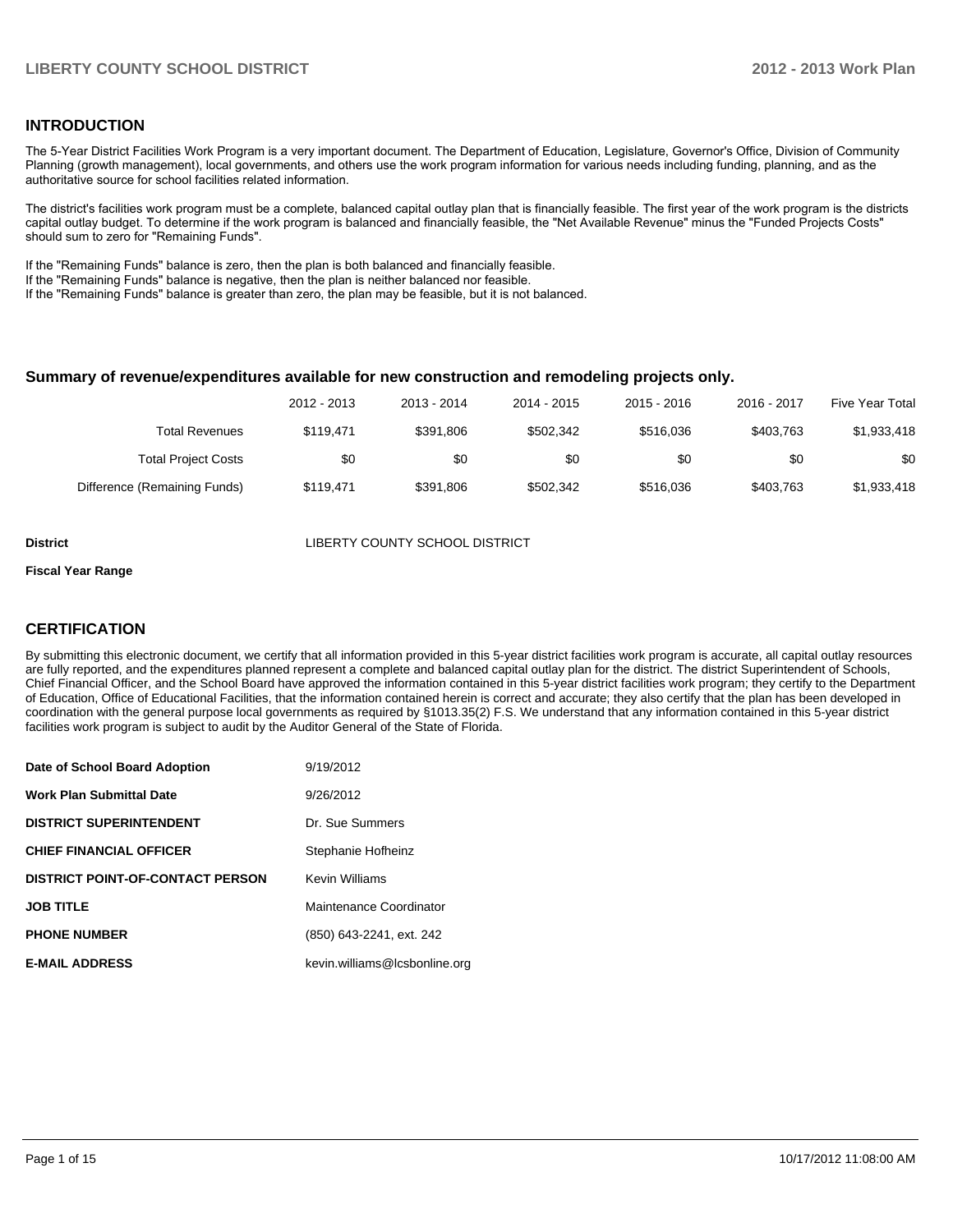## INTRODUCTION

The 5-Year District Facilities Work Program is a very important document. The Department of Education, Legislature, Governor's Office, Division of Community Planning (growth management), local governments, and others use the work program information for various needs including funding, planning, and as the authoritative source for school facilities related information.

The district's facilities work program must be a complete, balanced capital outlay plan that is financially feasible. The first year of the work program is the districts capital outlay budget. To determine if the work program is balanced and financially feasible, the "Net Available Revenue" minus the "Funded Projects Costs" should sum to zero for "Remaining Funds".

If the "Remaining Funds" balance is zero, then the plan is both balanced and financially feasible.
If the "Remaining Funds" balance is negative, then the plan is neither balanced nor feasible.
If the "Remaining Funds" balance is greater than zero, the plan may be feasible, but it is not balanced.

### Summary of revenue/expenditures available for new construction and remodeling projects only.

| | 2012 - 2013 | 2013 - 2014 | 2014 - 2015 | 2015 - 2016 | 2016 - 2017 | Five Year Total |
|---|---|---|---|---|---|---|
| Total Revenues | $119,471 | $391,806 | $502,342 | $516,036 | $403,763 | $1,933,418 |
| Total Project Costs | $0 | $0 | $0 | $0 | $0 | $0 |
| Difference (Remaining Funds) | $119,471 | $391,806 | $502,342 | $516,036 | $403,763 | $1,933,418 |

**District** LIBERTY COUNTY SCHOOL DISTRICT

**Fiscal Year Range**

## CERTIFICATION

By submitting this electronic document, we certify that all information provided in this 5-year district facilities work program is accurate, all capital outlay resources are fully reported, and the expenditures planned represent a complete and balanced capital outlay plan for the district. The district Superintendent of Schools, Chief Financial Officer, and the School Board have approved the information contained in this 5-year district facilities work program; they certify to the Department of Education, Office of Educational Facilities, that the information contained herein is correct and accurate; they also certify that the plan has been developed in coordination with the general purpose local governments as required by §1013.35(2) F.S. We understand that any information contained in this 5-year district facilities work program is subject to audit by the Auditor General of the State of Florida.

| | |
|---|---|
| **Date of School Board Adoption** | 9/19/2012 |
| **Work Plan Submittal Date** | 9/26/2012 |
| **DISTRICT SUPERINTENDENT** | Dr. Sue Summers |
| **CHIEF FINANCIAL OFFICER** | Stephanie Hofheinz |
| **DISTRICT POINT-OF-CONTACT PERSON** | Kevin Williams |
| **JOB TITLE** | Maintenance Coordinator |
| **PHONE NUMBER** | (850) 643-2241, ext. 242 |
| **E-MAIL ADDRESS** | kevin.williams@lcsbonline.org |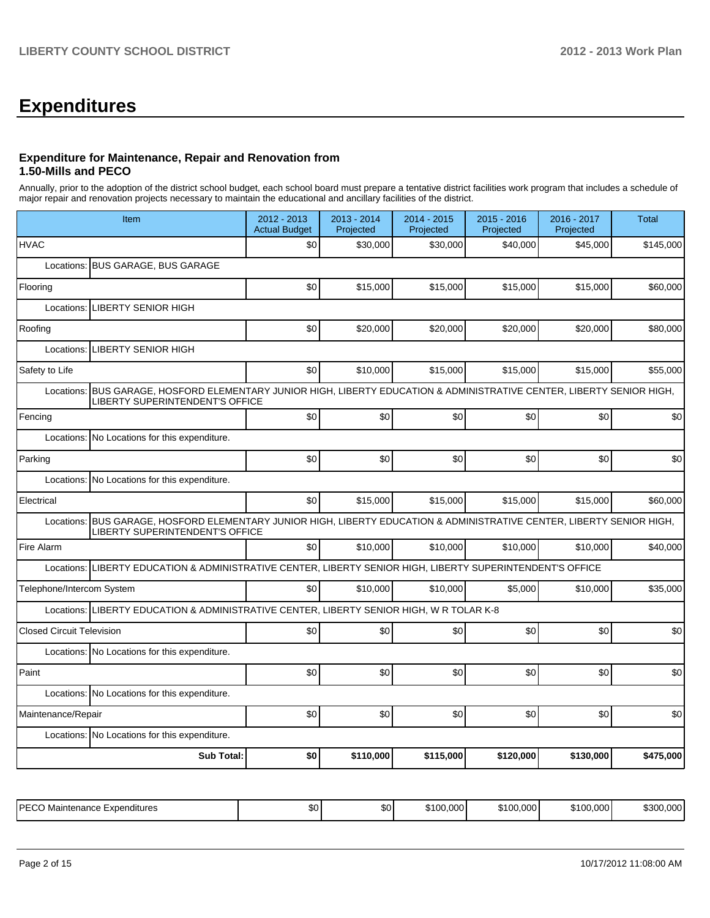# Expenditures

### Expenditure for Maintenance, Repair and Renovation from 1.50-Mills and PECO

Annually, prior to the adoption of the district school budget, each school board must prepare a tentative district facilities work program that includes a schedule of major repair and renovation projects necessary to maintain the educational and ancillary facilities of the district.

| Item | | 2012 - 2013 Actual Budget | 2013 - 2014 Projected | 2014 - 2015 Projected | 2015 - 2016 Projected | 2016 - 2017 Projected | Total |
|---|---|---|---|---|---|---|---|
| HVAC | | $0 | $30,000 | $30,000 | $40,000 | $45,000 | $145,000 |
| Locations: | BUS GARAGE, BUS GARAGE | | | | | | |
| Flooring | | $0 | $15,000 | $15,000 | $15,000 | $15,000 | $60,000 |
| Locations: | LIBERTY SENIOR HIGH | | | | | | |
| Roofing | | $0 | $20,000 | $20,000 | $20,000 | $20,000 | $80,000 |
| Locations: | LIBERTY SENIOR HIGH | | | | | | |
| Safety to Life | | $0 | $10,000 | $15,000 | $15,000 | $15,000 | $55,000 |
| Locations: | BUS GARAGE, HOSFORD ELEMENTARY JUNIOR HIGH, LIBERTY EDUCATION & ADMINISTRATIVE CENTER, LIBERTY SENIOR HIGH, LIBERTY SUPERINTENDENT'S OFFICE | | | | | | |
| Fencing | | $0 | $0 | $0 | $0 | $0 | $0 |
| Locations: | No Locations for this expenditure. | | | | | | |
| Parking | | $0 | $0 | $0 | $0 | $0 | $0 |
| Locations: | No Locations for this expenditure. | | | | | | |
| Electrical | | $0 | $15,000 | $15,000 | $15,000 | $15,000 | $60,000 |
| Locations: | BUS GARAGE, HOSFORD ELEMENTARY JUNIOR HIGH, LIBERTY EDUCATION & ADMINISTRATIVE CENTER, LIBERTY SENIOR HIGH, LIBERTY SUPERINTENDENT'S OFFICE | | | | | | |
| Fire Alarm | | $0 | $10,000 | $10,000 | $10,000 | $10,000 | $40,000 |
| Locations: | LIBERTY EDUCATION & ADMINISTRATIVE CENTER, LIBERTY SENIOR HIGH, LIBERTY SUPERINTENDENT'S OFFICE | | | | | | |
| Telephone/Intercom System | | $0 | $10,000 | $10,000 | $5,000 | $10,000 | $35,000 |
| Locations: | LIBERTY EDUCATION & ADMINISTRATIVE CENTER, LIBERTY SENIOR HIGH, W R TOLAR K-8 | | | | | | |
| Closed Circuit Television | | $0 | $0 | $0 | $0 | $0 | $0 |
| Locations: | No Locations for this expenditure. | | | | | | |
| Paint | | $0 | $0 | $0 | $0 | $0 | $0 |
| Locations: | No Locations for this expenditure. | | | | | | |
| Maintenance/Repair | | $0 | $0 | $0 | $0 | $0 | $0 |
| Locations: | No Locations for this expenditure. | | | | | | |
| | **Sub Total:** | **$0** | **$110,000** | **$115,000** | **$120,000** | **$130,000** | **$475,000** |

| PECO Maintenance Expenditures | $0 | $0 | $100,000 | $100,000 | $100,000 | $300,000 |
|---|---|---|---|---|---|---|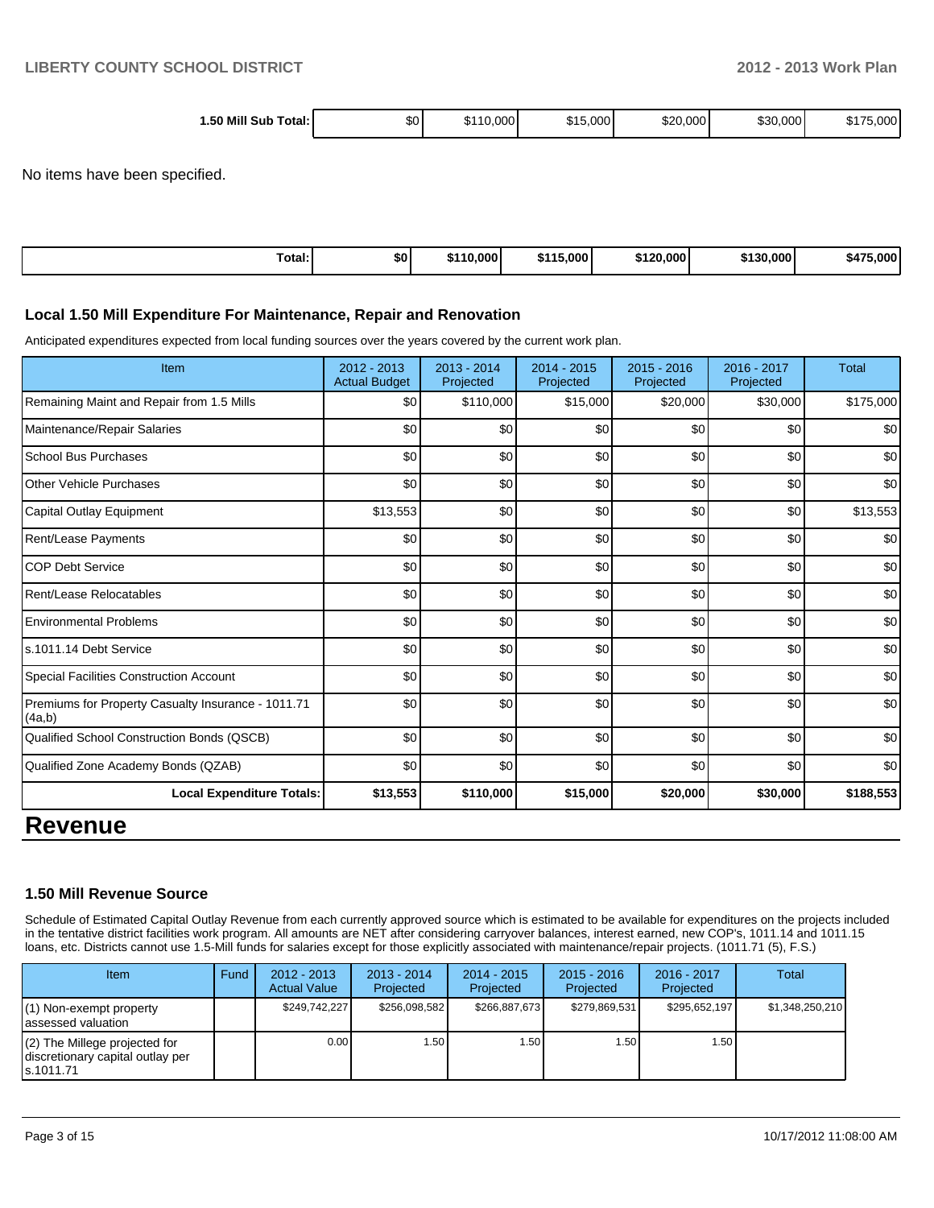| 1.50 Mill Sub Total: | $0 | $110,000 | $15,000 | $20,000 | $30,000 | $175,000 |
| --- | --- | --- | --- | --- | --- | --- |

No items have been specified.

| Total: | $0 | $110,000 | $115,000 | $120,000 | $130,000 | $475,000 |
| --- | --- | --- | --- | --- | --- | --- |

### Local 1.50 Mill Expenditure For Maintenance, Repair and Renovation

Anticipated expenditures expected from local funding sources over the years covered by the current work plan.

| Item | 2012 - 2013 Actual Budget | 2013 - 2014 Projected | 2014 - 2015 Projected | 2015 - 2016 Projected | 2016 - 2017 Projected | Total |
| --- | --- | --- | --- | --- | --- | --- |
| Remaining Maint and Repair from 1.5 Mills | $0 | $110,000 | $15,000 | $20,000 | $30,000 | $175,000 |
| Maintenance/Repair Salaries | $0 | $0 | $0 | $0 | $0 | $0 |
| School Bus Purchases | $0 | $0 | $0 | $0 | $0 | $0 |
| Other Vehicle Purchases | $0 | $0 | $0 | $0 | $0 | $0 |
| Capital Outlay Equipment | $13,553 | $0 | $0 | $0 | $0 | $13,553 |
| Rent/Lease Payments | $0 | $0 | $0 | $0 | $0 | $0 |
| COP Debt Service | $0 | $0 | $0 | $0 | $0 | $0 |
| Rent/Lease Relocatables | $0 | $0 | $0 | $0 | $0 | $0 |
| Environmental Problems | $0 | $0 | $0 | $0 | $0 | $0 |
| s.1011.14 Debt Service | $0 | $0 | $0 | $0 | $0 | $0 |
| Special Facilities Construction Account | $0 | $0 | $0 | $0 | $0 | $0 |
| Premiums for Property Casualty Insurance - 1011.71 (4a,b) | $0 | $0 | $0 | $0 | $0 | $0 |
| Qualified School Construction Bonds (QSCB) | $0 | $0 | $0 | $0 | $0 | $0 |
| Qualified Zone Academy Bonds (QZAB) | $0 | $0 | $0 | $0 | $0 | $0 |
| **Local Expenditure Totals:** | **$13,553** | **$110,000** | **$15,000** | **$20,000** | **$30,000** | **$188,553** |

# Revenue

### 1.50 Mill Revenue Source

Schedule of Estimated Capital Outlay Revenue from each currently approved source which is estimated to be available for expenditures on the projects included in the tentative district facilities work program. All amounts are NET after considering carryover balances, interest earned, new COP's, 1011.14 and 1011.15 loans, etc. Districts cannot use 1.5-Mill funds for salaries except for those explicitly associated with maintenance/repair projects. (1011.71 (5), F.S.)

| Item | Fund | 2012 - 2013 Actual Value | 2013 - 2014 Projected | 2014 - 2015 Projected | 2015 - 2016 Projected | 2016 - 2017 Projected | Total |
| --- | --- | --- | --- | --- | --- | --- | --- |
| (1) Non-exempt property assessed valuation | | $249,742,227 | $256,098,582 | $266,887,673 | $279,869,531 | $295,652,197 | $1,348,250,210 |
| (2) The Millege projected for discretionary capital outlay per s.1011.71 | | 0.00 | 1.50 | 1.50 | 1.50 | 1.50 | |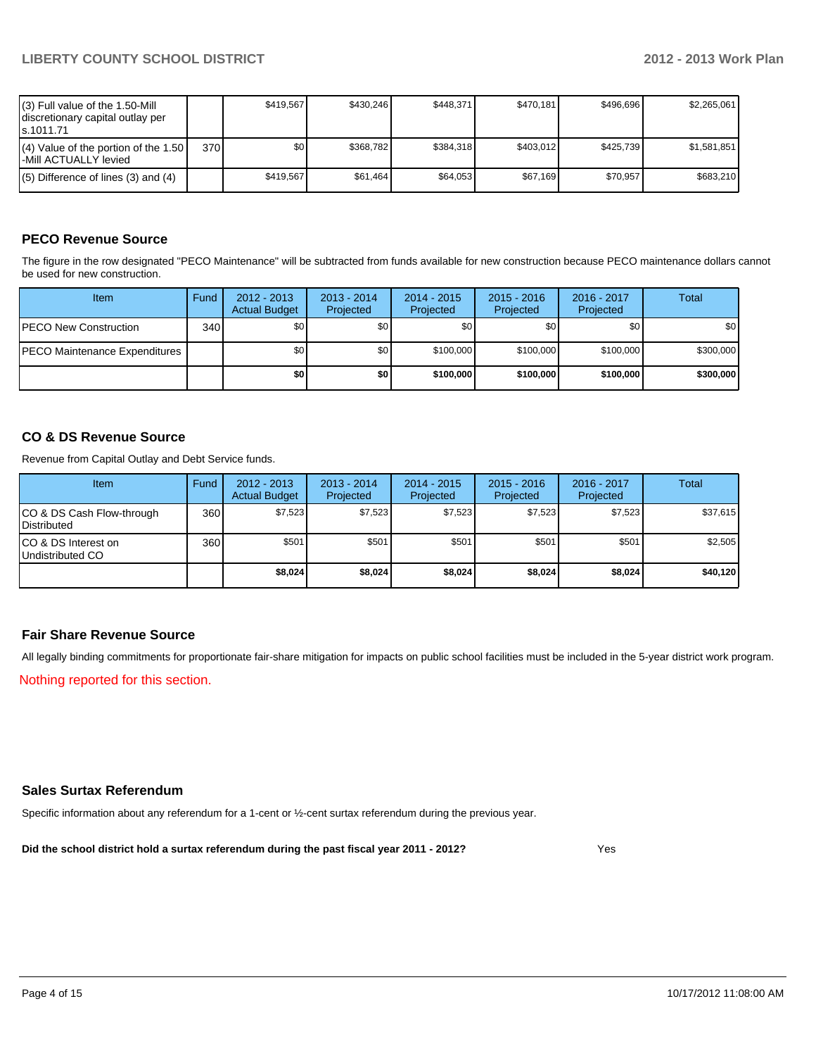| | | | | | | | |
|---|---|---|---|---|---|---|---|
| (3) Full value of the 1.50-Mill discretionary capital outlay per s.1011.71 | | $419,567 | $430,246 | $448,371 | $470,181 | $496,696 | $2,265,061 |
| (4) Value of the portion of the 1.50 -Mill ACTUALLY levied | 370 | $0 | $368,782 | $384,318 | $403,012 | $425,739 | $1,581,851 |
| (5) Difference of lines (3) and (4) | | $419,567 | $61,464 | $64,053 | $67,169 | $70,957 | $683,210 |

## PECO Revenue Source

The figure in the row designated "PECO Maintenance" will be subtracted from funds available for new construction because PECO maintenance dollars cannot be used for new construction.

| Item | Fund | 2012 - 2013 Actual Budget | 2013 - 2014 Projected | 2014 - 2015 Projected | 2015 - 2016 Projected | 2016 - 2017 Projected | Total |
|---|---|---|---|---|---|---|---|
| PECO New Construction | 340 | $0 | $0 | $0 | $0 | $0 | $0 |
| PECO Maintenance Expenditures | | $0 | $0 | $100,000 | $100,000 | $100,000 | $300,000 |
| | | **$0** | **$0** | **$100,000** | **$100,000** | **$100,000** | **$300,000** |

## CO & DS Revenue Source

Revenue from Capital Outlay and Debt Service funds.

| Item | Fund | 2012 - 2013 Actual Budget | 2013 - 2014 Projected | 2014 - 2015 Projected | 2015 - 2016 Projected | 2016 - 2017 Projected | Total |
|---|---|---|---|---|---|---|---|
| CO & DS Cash Flow-through Distributed | 360 | $7,523 | $7,523 | $7,523 | $7,523 | $7,523 | $37,615 |
| CO & DS Interest on Undistributed CO | 360 | $501 | $501 | $501 | $501 | $501 | $2,505 |
| | | **$8,024** | **$8,024** | **$8,024** | **$8,024** | **$8,024** | **$40,120** |

## Fair Share Revenue Source

All legally binding commitments for proportionate fair-share mitigation for impacts on public school facilities must be included in the 5-year district work program.

Nothing reported for this section.

## Sales Surtax Referendum

Specific information about any referendum for a 1-cent or ½-cent surtax referendum during the previous year.

**Did the school district hold a surtax referendum during the past fiscal year 2011 - 2012?** Yes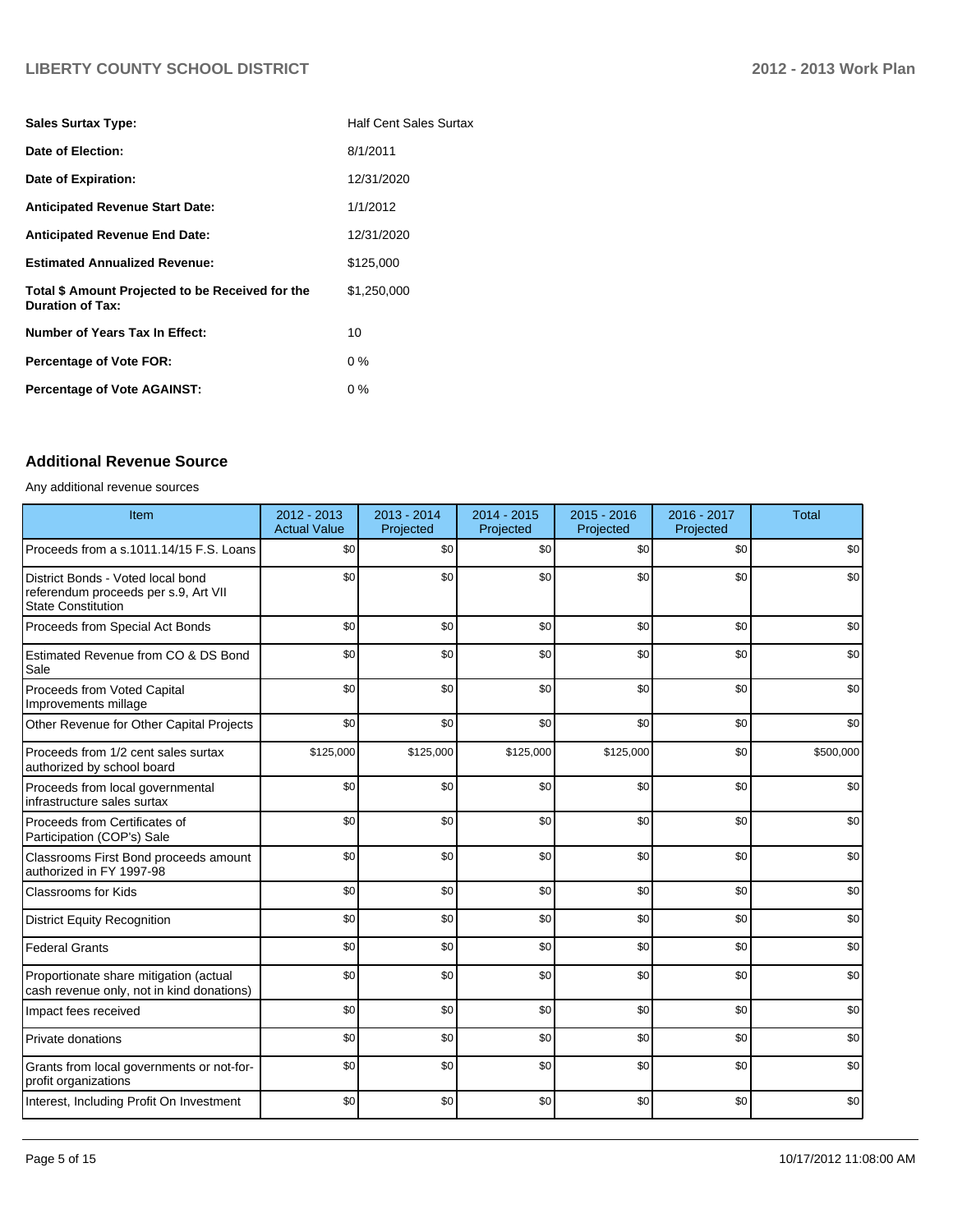| | |
|---|---|
| **Sales Surtax Type:** | Half Cent Sales Surtax |
| **Date of Election:** | 8/1/2011 |
| **Date of Expiration:** | 12/31/2020 |
| **Anticipated Revenue Start Date:** | 1/1/2012 |
| **Anticipated Revenue End Date:** | 12/31/2020 |
| **Estimated Annualized Revenue:** | $125,000 |
| **Total $ Amount Projected to be Received for the Duration of Tax:** | $1,250,000 |
| **Number of Years Tax In Effect:** | 10 |
| **Percentage of Vote FOR:** | 0 % |
| **Percentage of Vote AGAINST:** | 0 % |

## Additional Revenue Source

Any additional revenue sources

| Item | 2012 - 2013 Actual Value | 2013 - 2014 Projected | 2014 - 2015 Projected | 2015 - 2016 Projected | 2016 - 2017 Projected | Total |
|---|---|---|---|---|---|---|
| Proceeds from a s.1011.14/15 F.S. Loans | $0 | $0 | $0 | $0 | $0 | $0 |
| District Bonds - Voted local bond referendum proceeds per s.9, Art VII State Constitution | $0 | $0 | $0 | $0 | $0 | $0 |
| Proceeds from Special Act Bonds | $0 | $0 | $0 | $0 | $0 | $0 |
| Estimated Revenue from CO & DS Bond Sale | $0 | $0 | $0 | $0 | $0 | $0 |
| Proceeds from Voted Capital Improvements millage | $0 | $0 | $0 | $0 | $0 | $0 |
| Other Revenue for Other Capital Projects | $0 | $0 | $0 | $0 | $0 | $0 |
| Proceeds from 1/2 cent sales surtax authorized by school board | $125,000 | $125,000 | $125,000 | $125,000 | $0 | $500,000 |
| Proceeds from local governmental infrastructure sales surtax | $0 | $0 | $0 | $0 | $0 | $0 |
| Proceeds from Certificates of Participation (COP's) Sale | $0 | $0 | $0 | $0 | $0 | $0 |
| Classrooms First Bond proceeds amount authorized in FY 1997-98 | $0 | $0 | $0 | $0 | $0 | $0 |
| Classrooms for Kids | $0 | $0 | $0 | $0 | $0 | $0 |
| District Equity Recognition | $0 | $0 | $0 | $0 | $0 | $0 |
| Federal Grants | $0 | $0 | $0 | $0 | $0 | $0 |
| Proportionate share mitigation (actual cash revenue only, not in kind donations) | $0 | $0 | $0 | $0 | $0 | $0 |
| Impact fees received | $0 | $0 | $0 | $0 | $0 | $0 |
| Private donations | $0 | $0 | $0 | $0 | $0 | $0 |
| Grants from local governments or not-for-profit organizations | $0 | $0 | $0 | $0 | $0 | $0 |
| Interest, Including Profit On Investment | $0 | $0 | $0 | $0 | $0 | $0 |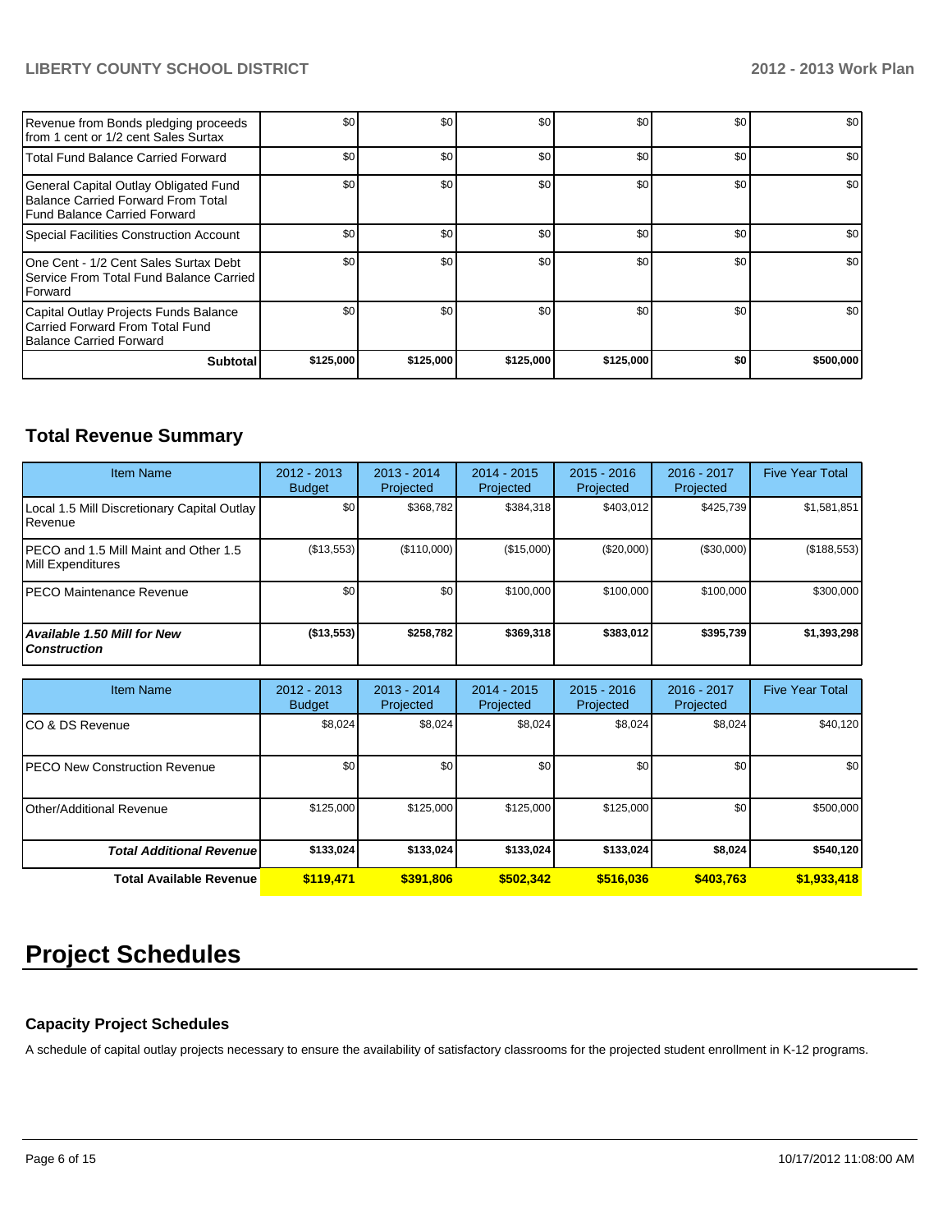| | | | | | | |
|---|---|---|---|---|---|---|
| Revenue from Bonds pledging proceeds from 1 cent or 1/2 cent Sales Surtax | $0 | $0 | $0 | $0 | $0 | $0 |
| Total Fund Balance Carried Forward | $0 | $0 | $0 | $0 | $0 | $0 |
| General Capital Outlay Obligated Fund Balance Carried Forward From Total Fund Balance Carried Forward | $0 | $0 | $0 | $0 | $0 | $0 |
| Special Facilities Construction Account | $0 | $0 | $0 | $0 | $0 | $0 |
| One Cent - 1/2 Cent Sales Surtax Debt Service From Total Fund Balance Carried Forward | $0 | $0 | $0 | $0 | $0 | $0 |
| Capital Outlay Projects Funds Balance Carried Forward From Total Fund Balance Carried Forward | $0 | $0 | $0 | $0 | $0 | $0 |
| **Subtotal** | **$125,000** | **$125,000** | **$125,000** | **$125,000** | **$0** | **$500,000** |

## Total Revenue Summary

| Item Name | 2012 - 2013 Budget | 2013 - 2014 Projected | 2014 - 2015 Projected | 2015 - 2016 Projected | 2016 - 2017 Projected | Five Year Total |
|---|---|---|---|---|---|---|
| Local 1.5 Mill Discretionary Capital Outlay Revenue | $0 | $368,782 | $384,318 | $403,012 | $425,739 | $1,581,851 |
| PECO and 1.5 Mill Maint and Other 1.5 Mill Expenditures | ($13,553) | ($110,000) | ($15,000) | ($20,000) | ($30,000) | ($188,553) |
| PECO Maintenance Revenue | $0 | $0 | $100,000 | $100,000 | $100,000 | $300,000 |
| ***Available 1.50 Mill for New Construction*** | **($13,553)** | **$258,782** | **$369,318** | **$383,012** | **$395,739** | **$1,393,298** |

| Item Name | 2012 - 2013 Budget | 2013 - 2014 Projected | 2014 - 2015 Projected | 2015 - 2016 Projected | 2016 - 2017 Projected | Five Year Total |
|---|---|---|---|---|---|---|
| CO & DS Revenue | $8,024 | $8,024 | $8,024 | $8,024 | $8,024 | $40,120 |
| PECO New Construction Revenue | $0 | $0 | $0 | $0 | $0 | $0 |
| Other/Additional Revenue | $125,000 | $125,000 | $125,000 | $125,000 | $0 | $500,000 |
| ***Total Additional Revenue*** | **$133,024** | **$133,024** | **$133,024** | **$133,024** | **$8,024** | **$540,120** |
| **Total Available Revenue** | **$119,471** | **$391,806** | **$502,342** | **$516,036** | **$403,763** | **$1,933,418** |

# Project Schedules

### Capacity Project Schedules

A schedule of capital outlay projects necessary to ensure the availability of satisfactory classrooms for the projected student enrollment in K-12 programs.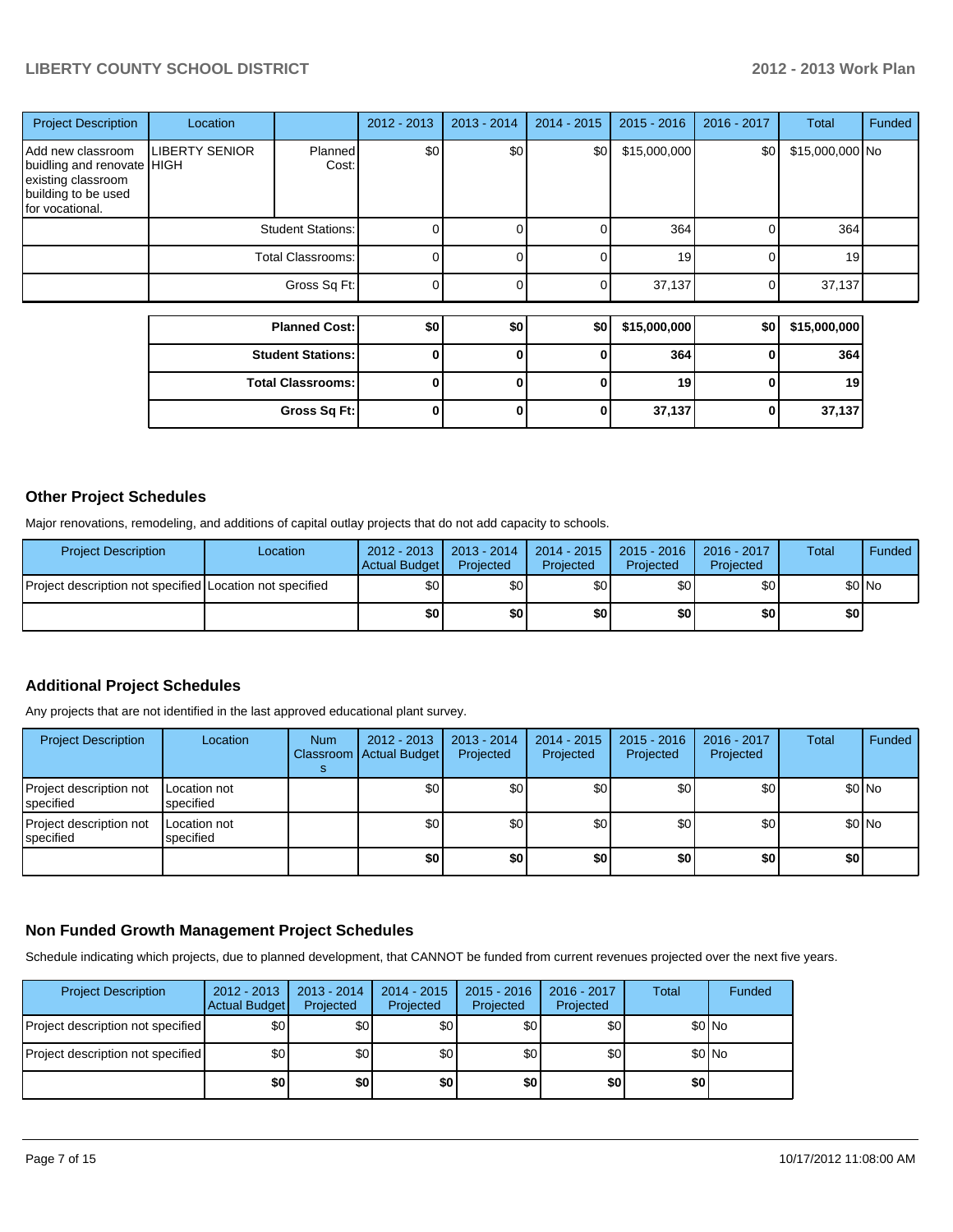| Project Description | Location | | 2012 - 2013 | 2013 - 2014 | 2014 - 2015 | 2015 - 2016 | 2016 - 2017 | Total | Funded |
|---|---|---|---|---|---|---|---|---|---|
| Add new classroom buidling and renovate existing classroom building to be used for vocational. | LIBERTY SENIOR HIGH | Planned Cost: | $0 | $0 | $0 | $15,000,000 | $0 | $15,000,000 | No |
| | | Student Stations: | 0 | 0 | 0 | 364 | 0 | 364 | |
| | | Total Classrooms: | 0 | 0 | 0 | 19 | 0 | 19 | |
| | | Gross Sq Ft: | 0 | 0 | 0 | 37,137 | 0 | 37,137 | |

| | 2012 - 2013 | 2013 - 2014 | 2014 - 2015 | 2015 - 2016 | 2016 - 2017 | Total |
|---|---|---|---|---|---|---|
| **Planned Cost:** | **$0** | **$0** | **$0** | **$15,000,000** | **$0** | **$15,000,000** |
| **Student Stations:** | **0** | **0** | **0** | **364** | **0** | **364** |
| **Total Classrooms:** | **0** | **0** | **0** | **19** | **0** | **19** |
| **Gross Sq Ft:** | **0** | **0** | **0** | **37,137** | **0** | **37,137** |

## Other Project Schedules

Major renovations, remodeling, and additions of capital outlay projects that do not add capacity to schools.

| Project Description | Location | 2012 - 2013 Actual Budget | 2013 - 2014 Projected | 2014 - 2015 Projected | 2015 - 2016 Projected | 2016 - 2017 Projected | Total | Funded |
|---|---|---|---|---|---|---|---|---|
| Project description not specified | Location not specified | $0 | $0 | $0 | $0 | $0 | $0 | No |
| | | **$0** | **$0** | **$0** | **$0** | **$0** | **$0** | |

## Additional Project Schedules

Any projects that are not identified in the last approved educational plant survey.

| Project Description | Location | Num Classrooms | 2012 - 2013 Actual Budget | 2013 - 2014 Projected | 2014 - 2015 Projected | 2015 - 2016 Projected | 2016 - 2017 Projected | Total | Funded |
|---|---|---|---|---|---|---|---|---|---|
| Project description not specified | Location not specified | | $0 | $0 | $0 | $0 | $0 | $0 | No |
| Project description not specified | Location not specified | | $0 | $0 | $0 | $0 | $0 | $0 | No |
| | | | **$0** | **$0** | **$0** | **$0** | **$0** | **$0** | |

## Non Funded Growth Management Project Schedules

Schedule indicating which projects, due to planned development, that CANNOT be funded from current revenues projected over the next five years.

| Project Description | 2012 - 2013 Actual Budget | 2013 - 2014 Projected | 2014 - 2015 Projected | 2015 - 2016 Projected | 2016 - 2017 Projected | Total | Funded |
|---|---|---|---|---|---|---|---|
| Project description not specified | $0 | $0 | $0 | $0 | $0 | $0 | No |
| Project description not specified | $0 | $0 | $0 | $0 | $0 | $0 | No |
| | **$0** | **$0** | **$0** | **$0** | **$0** | **$0** | |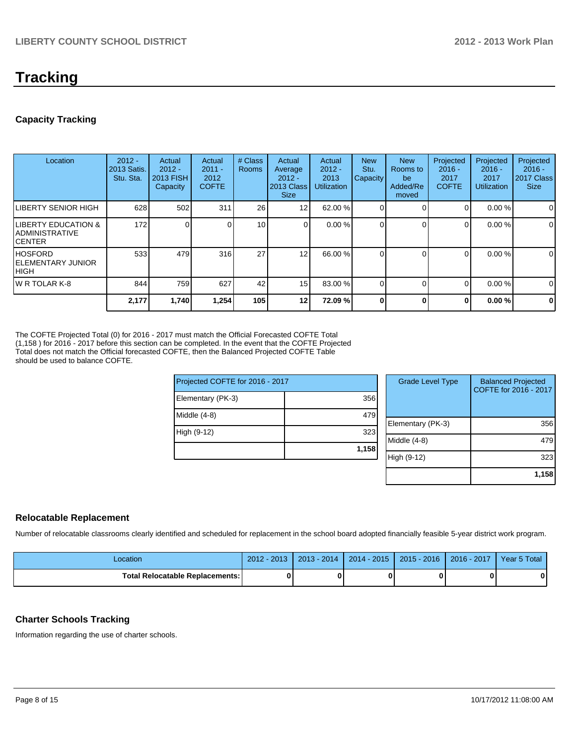# Tracking

## Capacity Tracking

| Location | 2012 - 2013 Satis. Stu. Sta. | Actual 2012 - 2013 FISH Capacity | Actual 2011 - 2012 COFTE | # Class Rooms | Actual Average 2012 - 2013 Class Size | Actual 2012 - 2013 Utilization | New Stu. Capacity | New Rooms to be Added/Removed | Projected 2016 - 2017 COFTE | Projected 2016 - 2017 Utilization | Projected 2016 - 2017 Class Size |
|---|---|---|---|---|---|---|---|---|---|---|---|
| LIBERTY SENIOR HIGH | 628 | 502 | 311 | 26 | 12 | 62.00 % | 0 | 0 | 0 | 0.00 % | 0 |
| LIBERTY EDUCATION & ADMINISTRATIVE CENTER | 172 | 0 | 0 | 10 | 0 | 0.00 % | 0 | 0 | 0 | 0.00 % | 0 |
| HOSFORD ELEMENTARY JUNIOR HIGH | 533 | 479 | 316 | 27 | 12 | 66.00 % | 0 | 0 | 0 | 0.00 % | 0 |
| W R TOLAR K-8 | 844 | 759 | 627 | 42 | 15 | 83.00 % | 0 | 0 | 0 | 0.00 % | 0 |
| | **2,177** | **1,740** | **1,254** | **105** | **12** | **72.09 %** | **0** | **0** | **0** | **0.00 %** | **0** |

The COFTE Projected Total (0) for 2016 - 2017 must match the Official Forecasted COFTE Total (1,158 ) for 2016 - 2017 before this section can be completed. In the event that the COFTE Projected Total does not match the Official forecasted COFTE, then the Balanced Projected COFTE Table should be used to balance COFTE.

| Projected COFTE for 2016 - 2017 | |
|---|---|
| Elementary (PK-3) | 356 |
| Middle (4-8) | 479 |
| High (9-12) | 323 |
| | **1,158** |

| Grade Level Type | Balanced Projected COFTE for 2016 - 2017 |
|---|---|
| Elementary (PK-3) | 356 |
| Middle (4-8) | 479 |
| High (9-12) | 323 |
| | **1,158** |

## Relocatable Replacement

Number of relocatable classrooms clearly identified and scheduled for replacement in the school board adopted financially feasible 5-year district work program.

| Location | 2012 - 2013 | 2013 - 2014 | 2014 - 2015 | 2015 - 2016 | 2016 - 2017 | Year 5 Total |
|---|---|---|---|---|---|---|
| **Total Relocatable Replacements:** | **0** | **0** | **0** | **0** | **0** | **0** |

## Charter Schools Tracking

Information regarding the use of charter schools.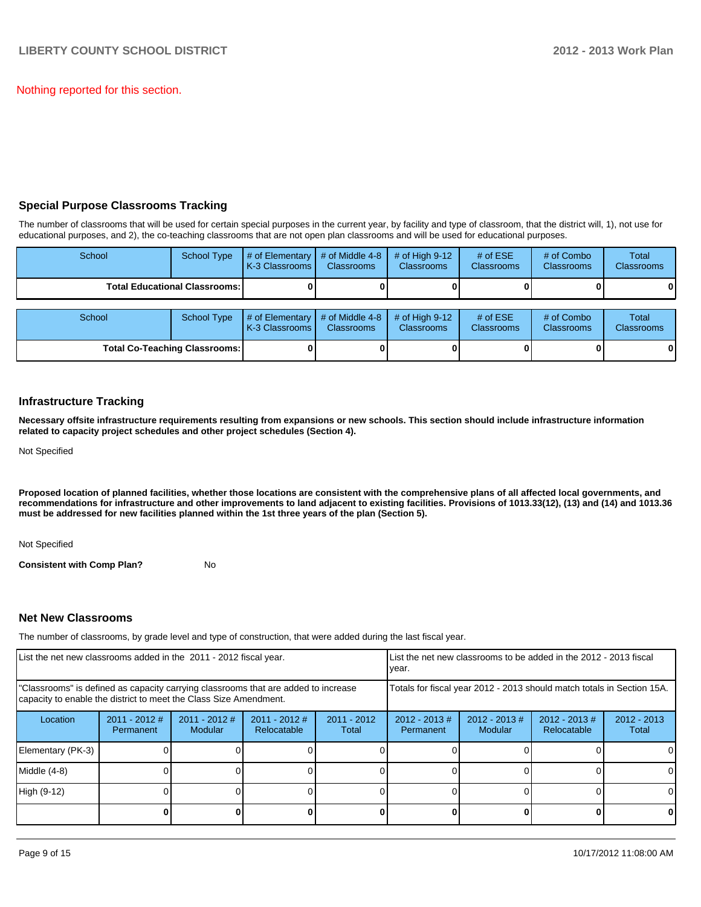Nothing reported for this section.

## Special Purpose Classrooms Tracking

The number of classrooms that will be used for certain special purposes in the current year, by facility and type of classroom, that the district will, 1), not use for educational purposes, and 2), the co-teaching classrooms that are not open plan classrooms and will be used for educational purposes.

| School | School Type | # of Elementary K-3 Classrooms | # of Middle 4-8 Classrooms | # of High 9-12 Classrooms | # of ESE Classrooms | # of Combo Classrooms | Total Classrooms |
|---|---|---|---|---|---|---|---|
| **Total Educational Classrooms:** | | **0** | **0** | **0** | **0** | **0** | **0** |

| School | School Type | # of Elementary K-3 Classrooms | # of Middle 4-8 Classrooms | # of High 9-12 Classrooms | # of ESE Classrooms | # of Combo Classrooms | Total Classrooms |
|---|---|---|---|---|---|---|---|
| **Total Co-Teaching Classrooms:** | | **0** | **0** | **0** | **0** | **0** | **0** |

## Infrastructure Tracking

**Necessary offsite infrastructure requirements resulting from expansions or new schools. This section should include infrastructure information related to capacity project schedules and other project schedules (Section 4).**

Not Specified

**Proposed location of planned facilities, whether those locations are consistent with the comprehensive plans of all affected local governments, and recommendations for infrastructure and other improvements to land adjacent to existing facilities. Provisions of 1013.33(12), (13) and (14) and 1013.36 must be addressed for new facilities planned within the 1st three years of the plan (Section 5).**

Not Specified

**Consistent with Comp Plan?** No

## Net New Classrooms

The number of classrooms, by grade level and type of construction, that were added during the last fiscal year.

| List the net new classrooms added in the 2011 - 2012 fiscal year. | | | | | List the net new classrooms to be added in the 2012 - 2013 fiscal year. | | | |
|---|---|---|---|---|---|---|---|---|
| "Classrooms" is defined as capacity carrying classrooms that are added to increase capacity to enable the district to meet the Class Size Amendment. | | | | | Totals for fiscal year 2012 - 2013 should match totals in Section 15A. | | | |
| Location | 2011 - 2012 # Permanent | 2011 - 2012 # Modular | 2011 - 2012 # Relocatable | 2011 - 2012 Total | 2012 - 2013 # Permanent | 2012 - 2013 # Modular | 2012 - 2013 # Relocatable | 2012 - 2013 Total |
| Elementary (PK-3) | 0 | 0 | 0 | 0 | 0 | 0 | 0 | 0 |
| Middle (4-8) | 0 | 0 | 0 | 0 | 0 | 0 | 0 | 0 |
| High (9-12) | 0 | 0 | 0 | 0 | 0 | 0 | 0 | 0 |
| | **0** | **0** | **0** | **0** | **0** | **0** | **0** | **0** |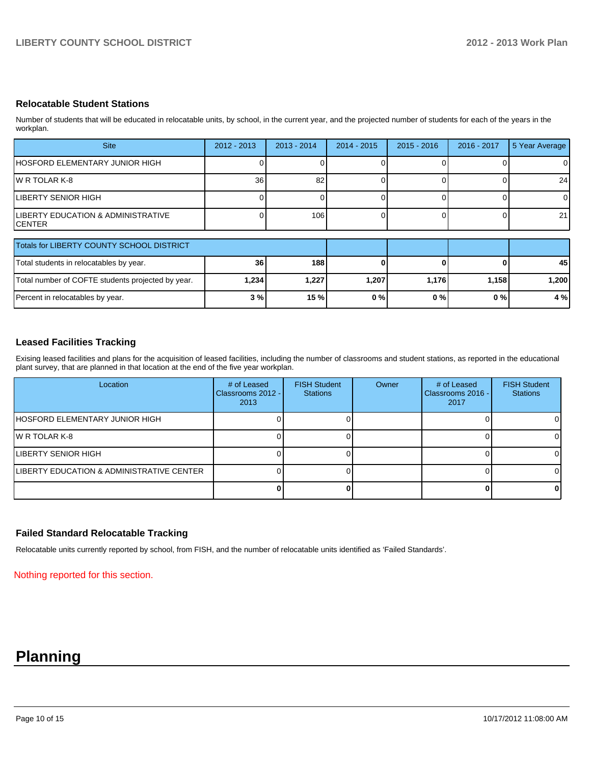### Relocatable Student Stations

Number of students that will be educated in relocatable units, by school, in the current year, and the projected number of students for each of the years in the workplan.

| Site | 2012 - 2013 | 2013 - 2014 | 2014 - 2015 | 2015 - 2016 | 2016 - 2017 | 5 Year Average |
|---|---|---|---|---|---|---|
| HOSFORD ELEMENTARY JUNIOR HIGH | 0 | 0 | 0 | 0 | 0 | 0 |
| W R TOLAR K-8 | 36 | 82 | 0 | 0 | 0 | 24 |
| LIBERTY SENIOR HIGH | 0 | 0 | 0 | 0 | 0 | 0 |
| LIBERTY EDUCATION & ADMINISTRATIVE CENTER | 0 | 106 | 0 | 0 | 0 | 21 |

| Totals for LIBERTY COUNTY SCHOOL DISTRICT | | | | | | |
|---|---|---|---|---|---|---|
| Total students in relocatables by year. | **36** | **188** | **0** | **0** | **0** | **45** |
| Total number of COFTE students projected by year. | **1,234** | **1,227** | **1,207** | **1,176** | **1,158** | **1,200** |
| Percent in relocatables by year. | **3 %** | **15 %** | **0 %** | **0 %** | **0 %** | **4 %** |

### Leased Facilities Tracking

Exising leased facilities and plans for the acquisition of leased facilities, including the number of classrooms and student stations, as reported in the educational plant survey, that are planned in that location at the end of the five year workplan.

| Location | # of Leased Classrooms 2012 - 2013 | FISH Student Stations | Owner | # of Leased Classrooms 2016 - 2017 | FISH Student Stations |
|---|---|---|---|---|---|
| HOSFORD ELEMENTARY JUNIOR HIGH | 0 | 0 | | 0 | 0 |
| W R TOLAR K-8 | 0 | 0 | | 0 | 0 |
| LIBERTY SENIOR HIGH | 0 | 0 | | 0 | 0 |
| LIBERTY EDUCATION & ADMINISTRATIVE CENTER | 0 | 0 | | 0 | 0 |
| | **0** | **0** | | **0** | **0** |

### Failed Standard Relocatable Tracking

Relocatable units currently reported by school, from FISH, and the number of relocatable units identified as 'Failed Standards'.

Nothing reported for this section.

# Planning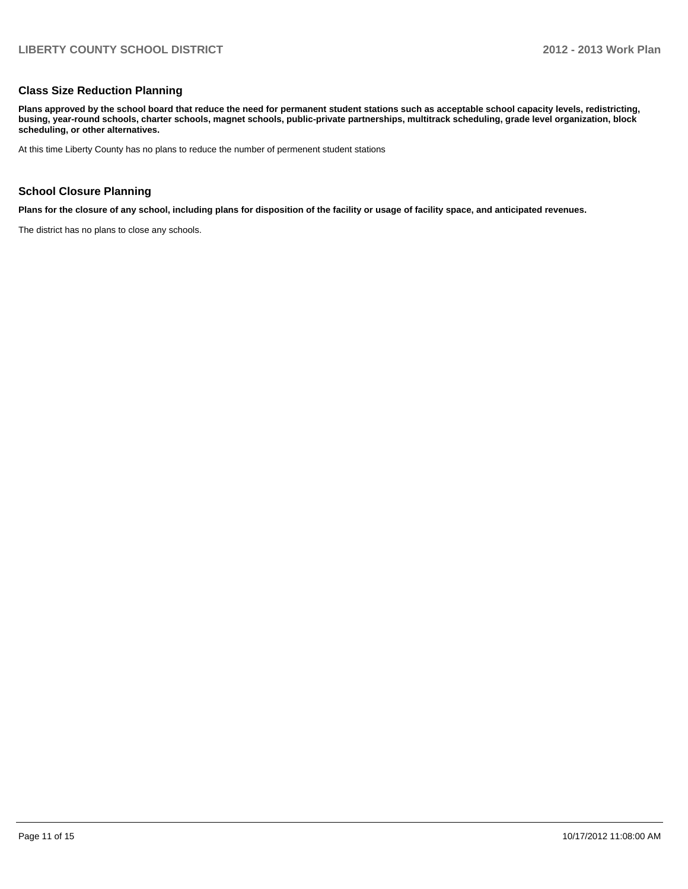## Class Size Reduction Planning

**Plans approved by the school board that reduce the need for permanent student stations such as acceptable school capacity levels, redistricting, busing, year-round schools, charter schools, magnet schools, public-private partnerships, multitrack scheduling, grade level organization, block scheduling, or other alternatives.**

At this time Liberty County has no plans to reduce the number of permenent student stations

## School Closure Planning

**Plans for the closure of any school, including plans for disposition of the facility or usage of facility space, and anticipated revenues.**

The district has no plans to close any schools.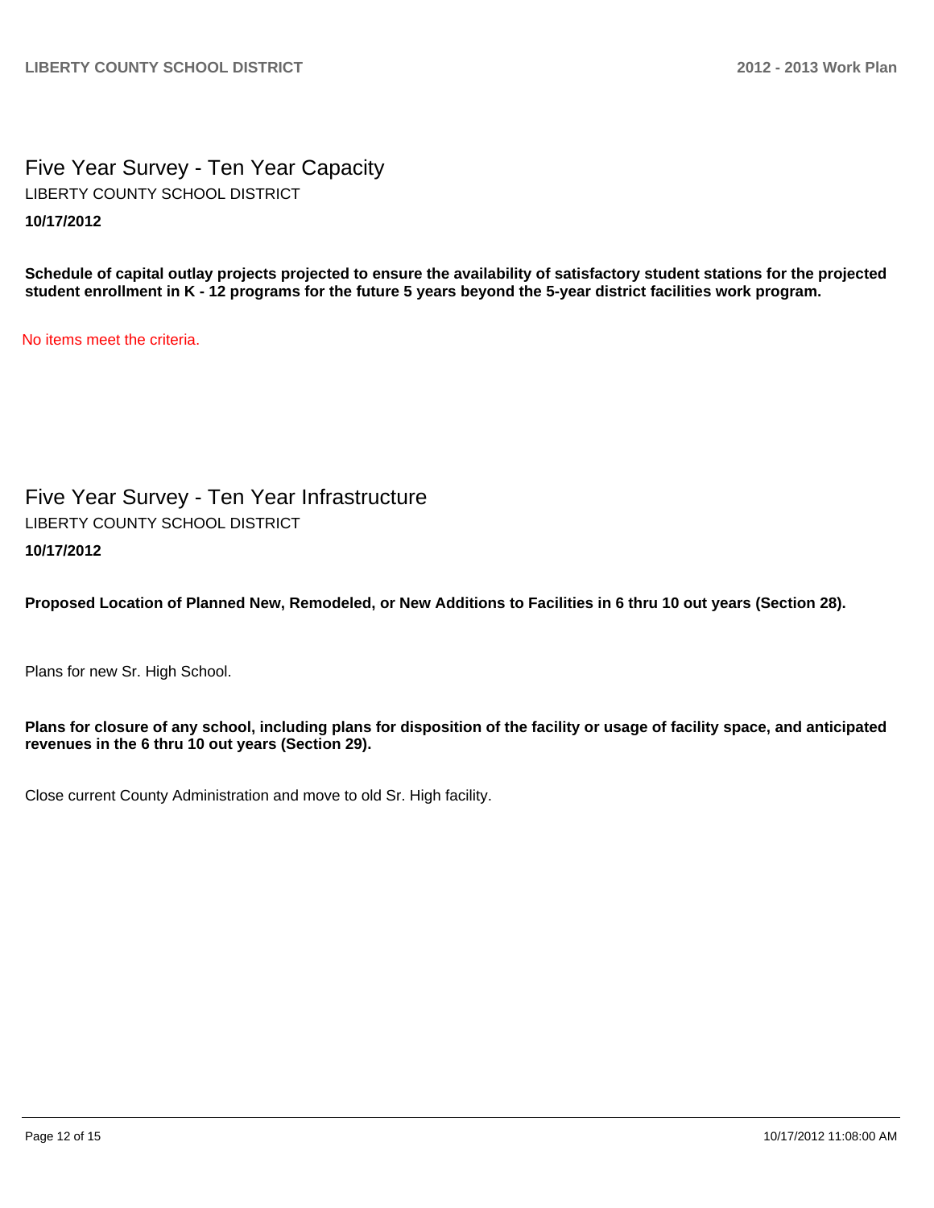# Five Year Survey - Ten Year Capacity

LIBERTY COUNTY SCHOOL DISTRICT

**10/17/2012**

**Schedule of capital outlay projects projected to ensure the availability of satisfactory student stations for the projected student enrollment in K - 12 programs for the future 5 years beyond the 5-year district facilities work program.**

No items meet the criteria.

# Five Year Survey - Ten Year Infrastructure

LIBERTY COUNTY SCHOOL DISTRICT

**10/17/2012**

**Proposed Location of Planned New, Remodeled, or New Additions to Facilities in 6 thru 10 out years (Section 28).**

Plans for new Sr. High School.

**Plans for closure of any school, including plans for disposition of the facility or usage of facility space, and anticipated revenues in the 6 thru 10 out years (Section 29).**

Close current County Administration and move to old Sr. High facility.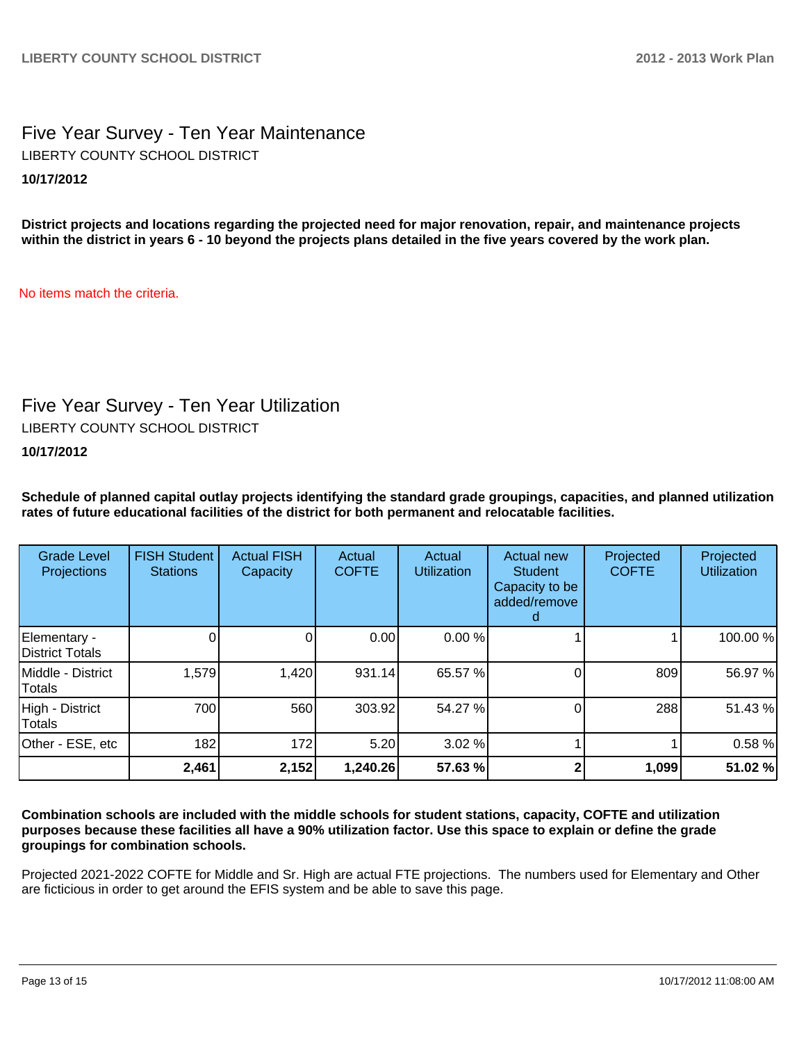## Five Year Survey - Ten Year Maintenance

LIBERTY COUNTY SCHOOL DISTRICT

**10/17/2012**

**District projects and locations regarding the projected need for major renovation, repair, and maintenance projects within the district in years 6 - 10 beyond the projects plans detailed in the five years covered by the work plan.**

No items match the criteria.

## Five Year Survey - Ten Year Utilization

LIBERTY COUNTY SCHOOL DISTRICT

**10/17/2012**

**Schedule of planned capital outlay projects identifying the standard grade groupings, capacities, and planned utilization rates of future educational facilities of the district for both permanent and relocatable facilities.**

| Grade Level Projections | FISH Student Stations | Actual FISH Capacity | Actual COFTE | Actual Utilization | Actual new Student Capacity to be added/removed | Projected COFTE | Projected Utilization |
|---|---|---|---|---|---|---|---|
| Elementary - District Totals | 0 | 0 | 0.00 | 0.00 % | 1 | 1 | 100.00 % |
| Middle - District Totals | 1,579 | 1,420 | 931.14 | 65.57 % | 0 | 809 | 56.97 % |
| High - District Totals | 700 | 560 | 303.92 | 54.27 % | 0 | 288 | 51.43 % |
| Other - ESE, etc | 182 | 172 | 5.20 | 3.02 % | 1 | 1 | 0.58 % |
| | **2,461** | **2,152** | **1,240.26** | **57.63 %** | **2** | **1,099** | **51.02 %** |

**Combination schools are included with the middle schools for student stations, capacity, COFTE and utilization purposes because these facilities all have a 90% utilization factor. Use this space to explain or define the grade groupings for combination schools.**

Projected 2021-2022 COFTE for Middle and Sr. High are actual FTE projections. The numbers used for Elementary and Other are ficticious in order to get around the EFIS system and be able to save this page.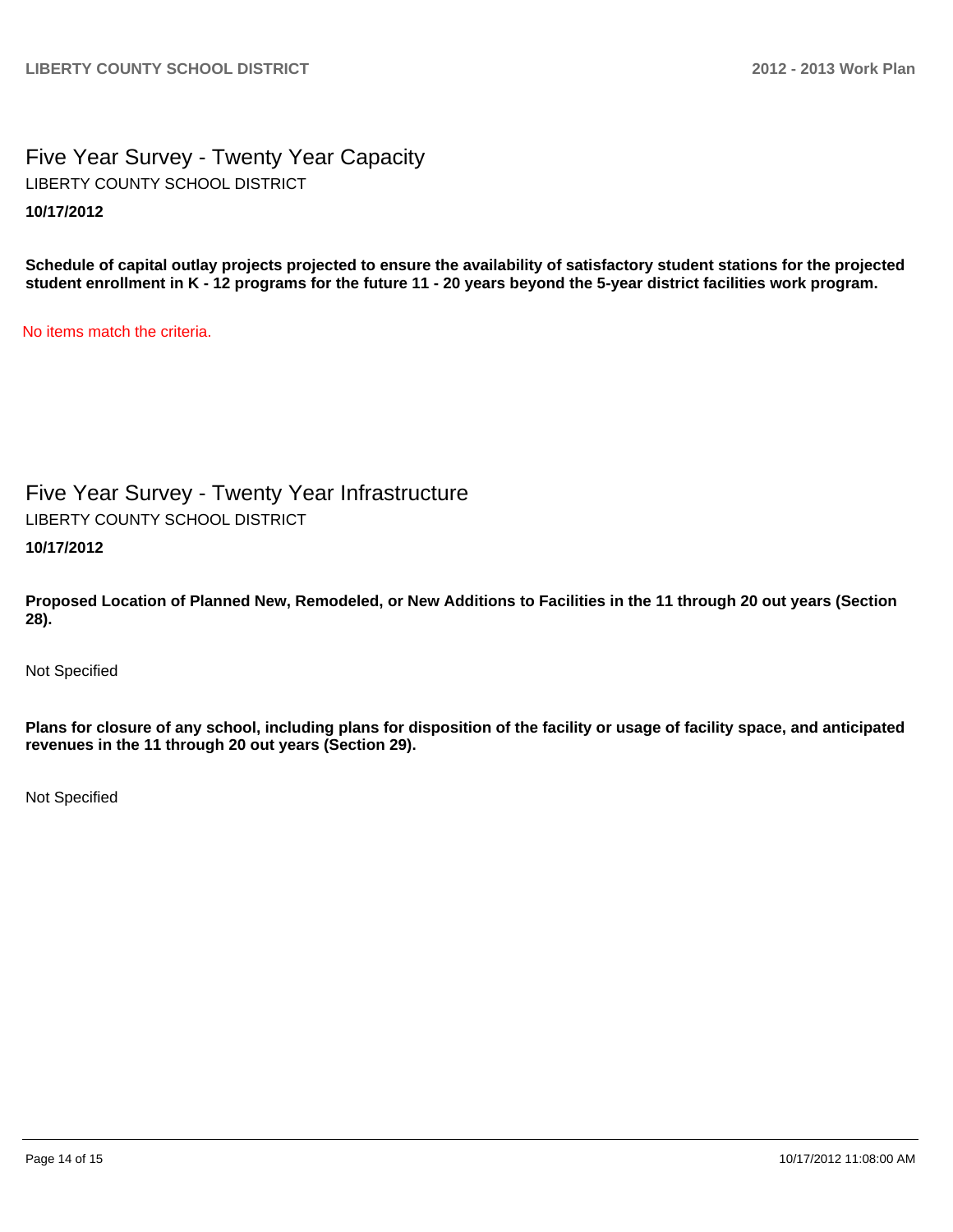# Five Year Survey - Twenty Year Capacity

LIBERTY COUNTY SCHOOL DISTRICT

**10/17/2012**

**Schedule of capital outlay projects projected to ensure the availability of satisfactory student stations for the projected student enrollment in K - 12 programs for the future 11 - 20 years beyond the 5-year district facilities work program.**

No items match the criteria.

# Five Year Survey - Twenty Year Infrastructure

LIBERTY COUNTY SCHOOL DISTRICT

**10/17/2012**

**Proposed Location of Planned New, Remodeled, or New Additions to Facilities in the 11 through 20 out years (Section 28).**

Not Specified

**Plans for closure of any school, including plans for disposition of the facility or usage of facility space, and anticipated revenues in the 11 through 20 out years (Section 29).**

Not Specified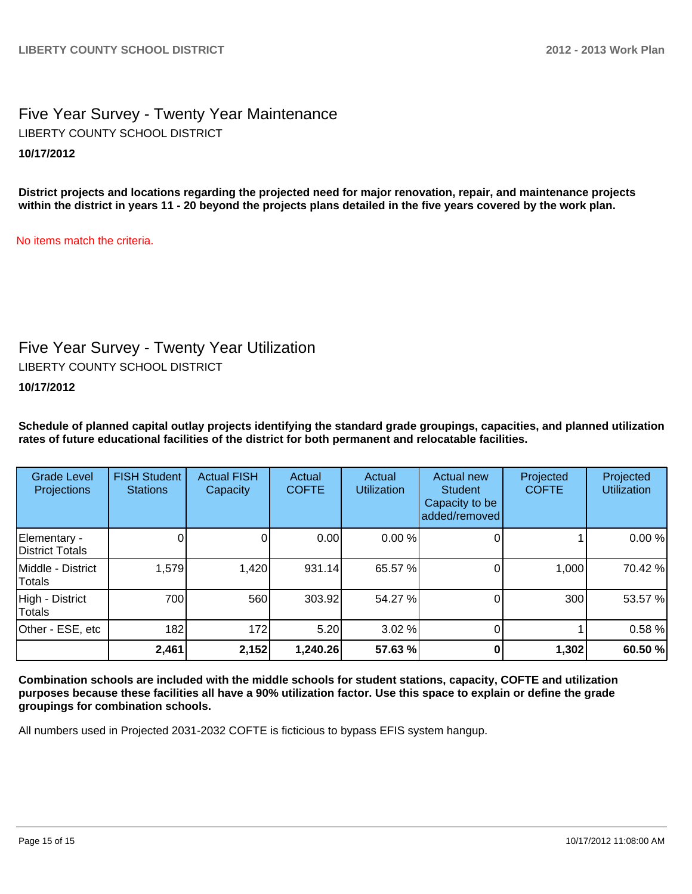## Five Year Survey - Twenty Year Maintenance

LIBERTY COUNTY SCHOOL DISTRICT

**10/17/2012**

**District projects and locations regarding the projected need for major renovation, repair, and maintenance projects within the district in years 11 - 20 beyond the projects plans detailed in the five years covered by the work plan.**

No items match the criteria.

## Five Year Survey - Twenty Year Utilization

LIBERTY COUNTY SCHOOL DISTRICT

**10/17/2012**

**Schedule of planned capital outlay projects identifying the standard grade groupings, capacities, and planned utilization rates of future educational facilities of the district for both permanent and relocatable facilities.**

| Grade Level Projections | FISH Student Stations | Actual FISH Capacity | Actual COFTE | Actual Utilization | Actual new Student Capacity to be added/removed | Projected COFTE | Projected Utilization |
|---|---|---|---|---|---|---|---|
| Elementary - District Totals | 0 | 0 | 0.00 | 0.00 % | 0 | 1 | 0.00 % |
| Middle - District Totals | 1,579 | 1,420 | 931.14 | 65.57 % | 0 | 1,000 | 70.42 % |
| High - District Totals | 700 | 560 | 303.92 | 54.27 % | 0 | 300 | 53.57 % |
| Other - ESE, etc | 182 | 172 | 5.20 | 3.02 % | 0 | 1 | 0.58 % |
| | **2,461** | **2,152** | **1,240.26** | **57.63 %** | **0** | **1,302** | **60.50 %** |

**Combination schools are included with the middle schools for student stations, capacity, COFTE and utilization purposes because these facilities all have a 90% utilization factor. Use this space to explain or define the grade groupings for combination schools.**

All numbers used in Projected 2031-2032 COFTE is ficticious to bypass EFIS system hangup.